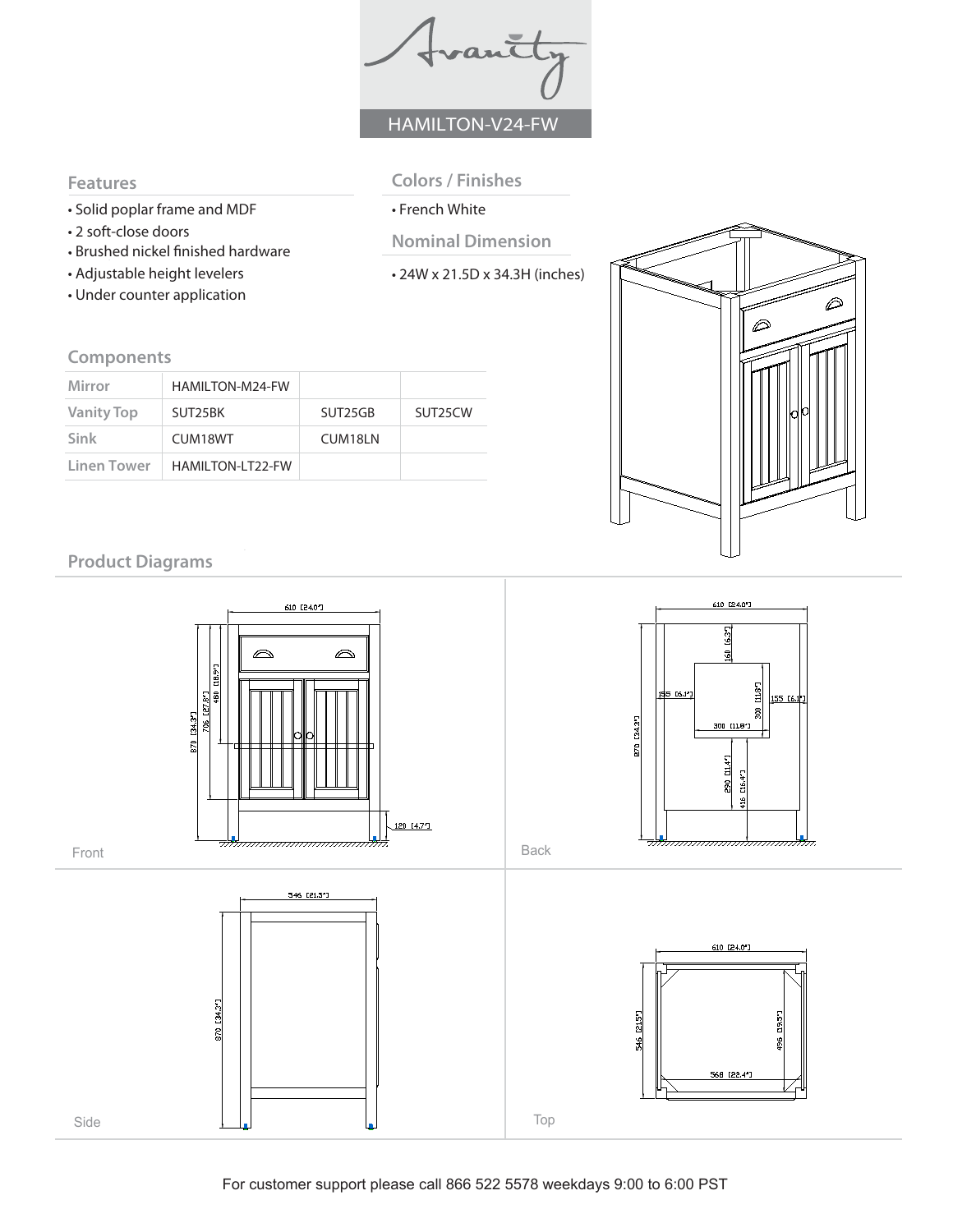# HAMILTON-V24-FW

## Features

- Solid poplar frame and MDF
- 2 soft-close doors
- Brushed nickel finished hardware
- Adjustable height levelers
- Under counter application

## Colors / Finishes

- French White

## Nominal Dimension

- 24W x 21.5D x 34.3H (inches)

## Components

| | | | |
|---|---|---|---|
| Mirror | HAMILTON-M24-FW | | |
| Vanity Top | SUT25BK | SUT25GB | SUT25CW |
| Sink | CUM18WT | CUM18LN | |
| Linen Tower | HAMILTON-LT22-FW | | |

## Product Diagrams

Front

Back

Side

Top

For customer support please call 866 522 5578 weekdays 9:00 to 6:00 PST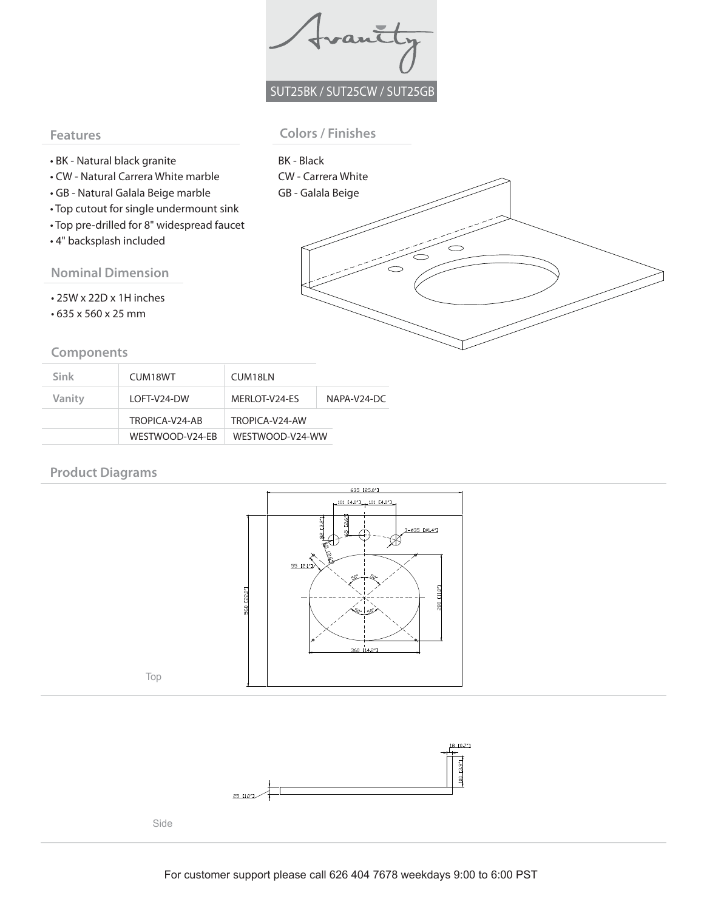SUT25BK / SUT25CW / SUT25GB

## Features

- BK - Natural black granite
- CW - Natural Carrera White marble
- GB - Natural Galala Beige marble
- Top cutout for single undermount sink
- Top pre-drilled for 8" widespread faucet
- 4" backsplash included

## Colors / Finishes

BK - Black
CW - Carrera White
GB - Galala Beige

## Nominal Dimension

- 25W x 22D x 1H inches
- 635 x 560 x 25 mm

## Components

| Sink | CUM18WT | CUM18LN | |
|---|---|---|---|
| Vanity | LOFT-V24-DW | MERLOT-V24-ES | NAPA-V24-DC |
| | TROPICA-V24-AB | TROPICA-V24-AW | |
| | WESTWOOD-V24-EB | WESTWOOD-V24-WW | |

## Product Diagrams

Top

Side

For customer support please call 626 404 7678 weekdays 9:00 to 6:00 PST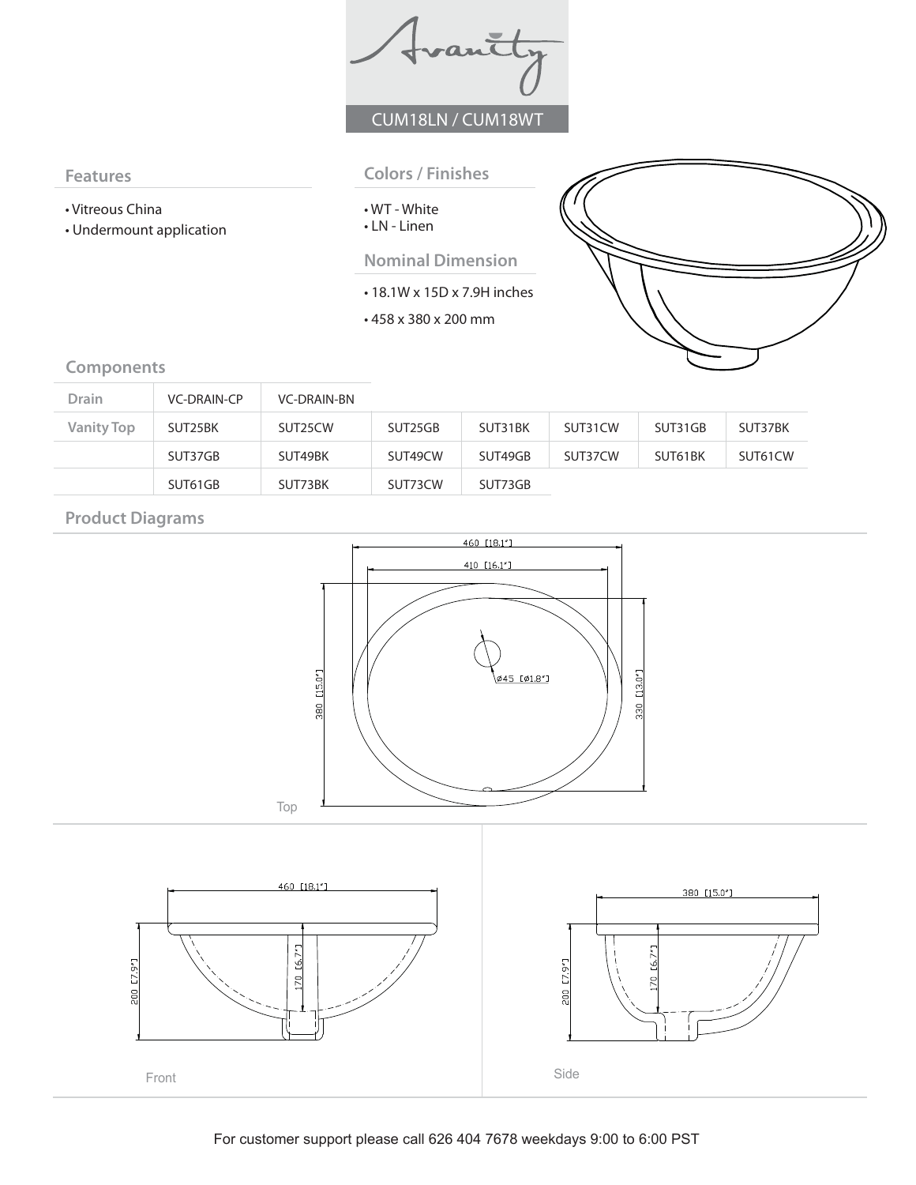Avanity

CUM18LN / CUM18WT

## Features

- Vitreous China
- Undermount application

## Colors / Finishes

- WT - White
- LN - Linen

## Nominal Dimension

- 18.1W x 15D x 7.9H inches
- 458 x 380 x 200 mm

## Components

| | | | | | | | |
|---|---|---|---|---|---|---|---|
| Drain | VC-DRAIN-CP | VC-DRAIN-BN | | | | | |
| Vanity Top | SUT25BK | SUT25CW | SUT25GB | SUT31BK | SUT31CW | SUT31GB | SUT37BK |
| | SUT37GB | SUT49BK | SUT49CW | SUT49GB | SUT37CW | SUT61BK | SUT61CW |
| | SUT61GB | SUT73BK | SUT73CW | SUT73GB | | | |

## Product Diagrams

460 [18.1"]
410 [16.1"]
380 [15.0"]
330 [13.0"]
Ø45 [Ø1.8"]

Top

460 [18.1"]
200 [7.9"]
170 [6.7"]

Front

380 [15.0"]
200 [7.9"]
170 [6.7"]

Side

For customer support please call 626 404 7678 weekdays 9:00 to 6:00 PST